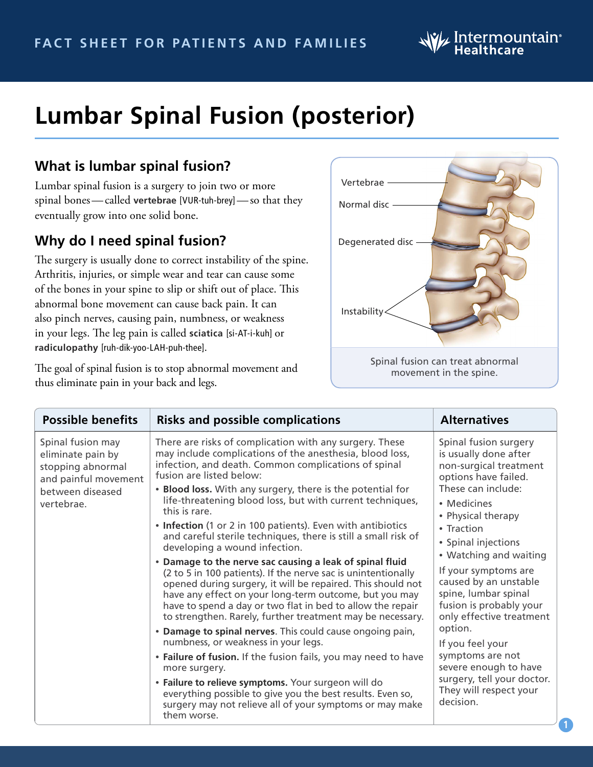FACT SHEET FOR PATIENTS AND FAMILIES

# Lumbar Spinal Fusion (posterior)

## What is lumbar spinal fusion?

Lumbar spinal fusion is a surgery to join two or more spinal bones — called **vertebrae** [VUR-tuh-brey] — so that they eventually grow into one solid bone.

## Why do I need spinal fusion?

The surgery is usually done to correct instability of the spine. Arthritis, injuries, or simple wear and tear can cause some of the bones in your spine to slip or shift out of place. This abnormal bone movement can cause back pain. It can also pinch nerves, causing pain, numbness, or weakness in your legs. The leg pain is called **sciatica** [si-AT-i-kuh] or **radiculopathy** [ruh-dik-yoo-LAH-puh-thee].

The goal of spinal fusion is to stop abnormal movement and thus eliminate pain in your back and legs.

Vertebrae
Normal disc
Degenerated disc
Instability

Spinal fusion can treat abnormal movement in the spine.

| Possible benefits | Risks and possible complications | Alternatives |
|---|---|---|
| Spinal fusion may eliminate pain by stopping abnormal and painful movement between diseased vertebrae. | There are risks of complication with any surgery. These may include complications of the anesthesia, blood loss, infection, and death. Common complications of spinal fusion are listed below:<br>• **Blood loss.** With any surgery, there is the potential for life-threatening blood loss, but with current techniques, this is rare.<br>• **Infection** (1 or 2 in 100 patients). Even with antibiotics and careful sterile techniques, there is still a small risk of developing a wound infection.<br>• **Damage to the nerve sac causing a leak of spinal fluid** (2 to 5 in 100 patients). If the nerve sac is unintentionally opened during surgery, it will be repaired. This should not have any effect on your long-term outcome, but you may have to spend a day or two flat in bed to allow the repair to strengthen. Rarely, further treatment may be necessary.<br>• **Damage to spinal nerves**. This could cause ongoing pain, numbness, or weakness in your legs.<br>• **Failure of fusion.** If the fusion fails, you may need to have more surgery.<br>• **Failure to relieve symptoms.** Your surgeon will do everything possible to give you the best results. Even so, surgery may not relieve all of your symptoms or may make them worse. | Spinal fusion surgery is usually done after non-surgical treatment options have failed. These can include:<br>• Medicines<br>• Physical therapy<br>• Traction<br>• Spinal injections<br>• Watching and waiting<br>If your symptoms are caused by an unstable spine, lumbar spinal fusion is probably your only effective treatment option.<br>If you feel your symptoms are not severe enough to have surgery, tell your doctor. They will respect your decision. |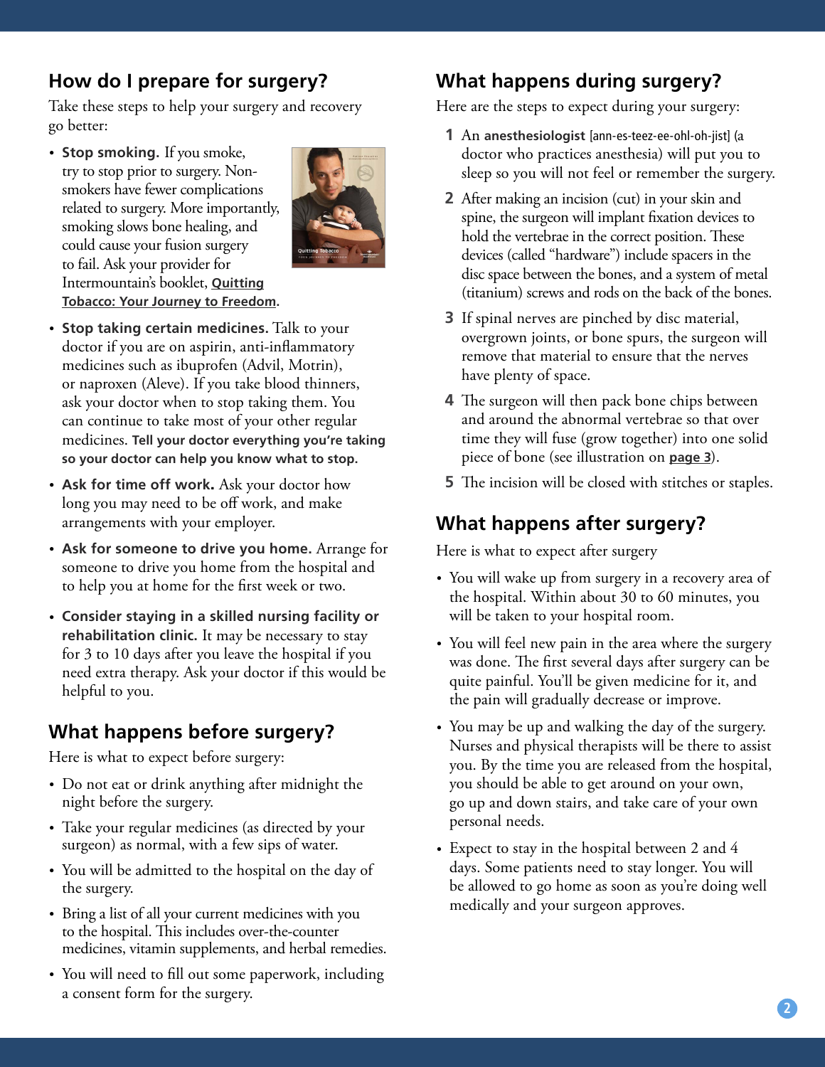## How do I prepare for surgery?

Take these steps to help your surgery and recovery go better:

- **Stop smoking.** If you smoke, try to stop prior to surgery. Non-smokers have fewer complications related to surgery. More importantly, smoking slows bone healing, and could cause your fusion surgery to fail. Ask your provider for Intermountain's booklet, **Quitting Tobacco: Your Journey to Freedom**.
- **Stop taking certain medicines.** Talk to your doctor if you are on aspirin, anti-inflammatory medicines such as ibuprofen (Advil, Motrin), or naproxen (Aleve). If you take blood thinners, ask your doctor when to stop taking them. You can continue to take most of your other regular medicines. **Tell your doctor everything you're taking so your doctor can help you know what to stop.**
- **Ask for time off work.** Ask your doctor how long you may need to be off work, and make arrangements with your employer.
- **Ask for someone to drive you home.** Arrange for someone to drive you home from the hospital and to help you at home for the first week or two.
- **Consider staying in a skilled nursing facility or rehabilitation clinic.** It may be necessary to stay for 3 to 10 days after you leave the hospital if you need extra therapy. Ask your doctor if this would be helpful to you.

## What happens before surgery?

Here is what to expect before surgery:

- Do not eat or drink anything after midnight the night before the surgery.
- Take your regular medicines (as directed by your surgeon) as normal, with a few sips of water.
- You will be admitted to the hospital on the day of the surgery.
- Bring a list of all your current medicines with you to the hospital. This includes over-the-counter medicines, vitamin supplements, and herbal remedies.
- You will need to fill out some paperwork, including a consent form for the surgery.

## What happens during surgery?

Here are the steps to expect during your surgery:

1. An **anesthesiologist** [ann-es-teez-ee-ohl-oh-jist] (a doctor who practices anesthesia) will put you to sleep so you will not feel or remember the surgery.
2. After making an incision (cut) in your skin and spine, the surgeon will implant fixation devices to hold the vertebrae in the correct position. These devices (called "hardware") include spacers in the disc space between the bones, and a system of metal (titanium) screws and rods on the back of the bones.
3. If spinal nerves are pinched by disc material, overgrown joints, or bone spurs, the surgeon will remove that material to ensure that the nerves have plenty of space.
4. The surgeon will then pack bone chips between and around the abnormal vertebrae so that over time they will fuse (grow together) into one solid piece of bone (see illustration on **page 3**).
5. The incision will be closed with stitches or staples.

## What happens after surgery?

Here is what to expect after surgery

- You will wake up from surgery in a recovery area of the hospital. Within about 30 to 60 minutes, you will be taken to your hospital room.
- You will feel new pain in the area where the surgery was done. The first several days after surgery can be quite painful. You'll be given medicine for it, and the pain will gradually decrease or improve.
- You may be up and walking the day of the surgery. Nurses and physical therapists will be there to assist you. By the time you are released from the hospital, you should be able to get around on your own, go up and down stairs, and take care of your own personal needs.
- Expect to stay in the hospital between 2 and 4 days. Some patients need to stay longer. You will be allowed to go home as soon as you're doing well medically and your surgeon approves.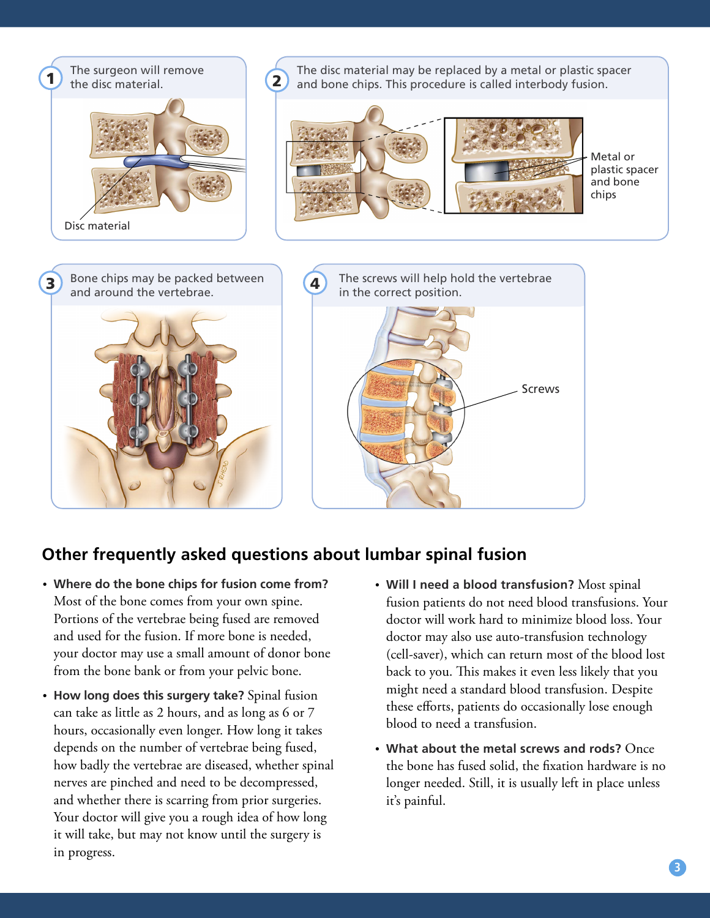1. The surgeon will remove the disc material.

Disc material

2. The disc material may be replaced by a metal or plastic spacer and bone chips. This procedure is called interbody fusion.

Metal or plastic spacer and bone chips

3. Bone chips may be packed between and around the vertebrae.

4. The screws will help hold the vertebrae in the correct position.

Screws

## Other frequently asked questions about lumbar spinal fusion

- **Where do the bone chips for fusion come from?** Most of the bone comes from your own spine. Portions of the vertebrae being fused are removed and used for the fusion. If more bone is needed, your doctor may use a small amount of donor bone from the bone bank or from your pelvic bone.
- **How long does this surgery take?** Spinal fusion can take as little as 2 hours, and as long as 6 or 7 hours, occasionally even longer. How long it takes depends on the number of vertebrae being fused, how badly the vertebrae are diseased, whether spinal nerves are pinched and need to be decompressed, and whether there is scarring from prior surgeries. Your doctor will give you a rough idea of how long it will take, but may not know until the surgery is in progress.
- **Will I need a blood transfusion?** Most spinal fusion patients do not need blood transfusions. Your doctor will work hard to minimize blood loss. Your doctor may also use auto-transfusion technology (cell-saver), which can return most of the blood lost back to you. This makes it even less likely that you might need a standard blood transfusion. Despite these efforts, patients do occasionally lose enough blood to need a transfusion.
- **What about the metal screws and rods?** Once the bone has fused solid, the fixation hardware is no longer needed. Still, it is usually left in place unless it's painful.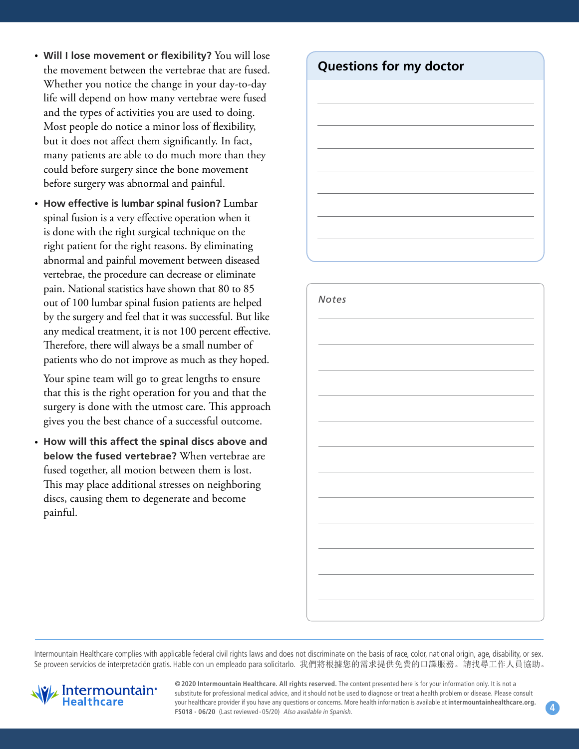- **Will I lose movement or flexibility?** You will lose the movement between the vertebrae that are fused. Whether you notice the change in your day-to-day life will depend on how many vertebrae were fused and the types of activities you are used to doing. Most people do notice a minor loss of flexibility, but it does not affect them significantly. In fact, many patients are able to do much more than they could before surgery since the bone movement before surgery was abnormal and painful.
- **How effective is lumbar spinal fusion?** Lumbar spinal fusion is a very effective operation when it is done with the right surgical technique on the right patient for the right reasons. By eliminating abnormal and painful movement between diseased vertebrae, the procedure can decrease or eliminate pain. National statistics have shown that 80 to 85 out of 100 lumbar spinal fusion patients are helped by the surgery and feel that it was successful. But like any medical treatment, it is not 100 percent effective. Therefore, there will always be a small number of patients who do not improve as much as they hoped.

  Your spine team will go to great lengths to ensure that this is the right operation for you and that the surgery is done with the utmost care. This approach gives you the best chance of a successful outcome.
- **How will this affect the spinal discs above and below the fused vertebrae?** When vertebrae are fused together, all motion between them is lost. This may place additional stresses on neighboring discs, causing them to degenerate and become painful.

## Questions for my doctor

*Notes*

Intermountain Healthcare complies with applicable federal civil rights laws and does not discriminate on the basis of race, color, national origin, age, disability, or sex. Se proveen servicios de interpretación gratis. Hable con un empleado para solicitarlo. 我們將根據您的需求提供免費的口譯服務。請找尋工作人員協助。

Intermountain Healthcare

**© 2020 Intermountain Healthcare. All rights reserved.** The content presented here is for your information only. It is not a substitute for professional medical advice, and it should not be used to diagnose or treat a health problem or disease. Please consult your healthcare provider if you have any questions or concerns. More health information is available at **intermountainhealthcare.org**. **FS018 - 06/20** (Last reviewed - 05/20) *Also available in Spanish.*